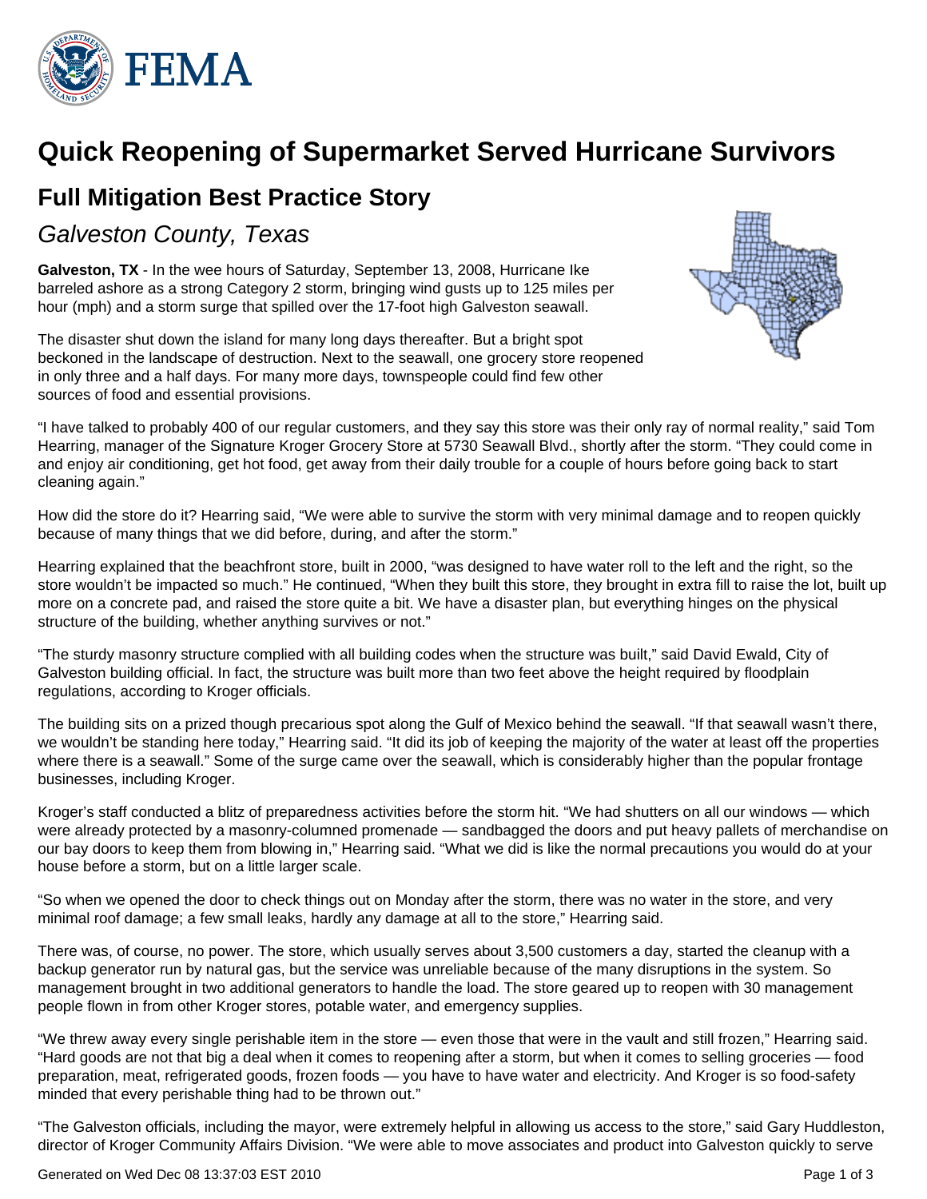# Quick Reopening of Supermarket Served Hurricane Survivors

## Full Mitigation Best Practice Story

### *Galveston County, Texas*

**Galveston, TX** - In the wee hours of Saturday, September 13, 2008, Hurricane Ike barreled ashore as a strong Category 2 storm, bringing wind gusts up to 125 miles per hour (mph) and a storm surge that spilled over the 17-foot high Galveston seawall.

The disaster shut down the island for many long days thereafter. But a bright spot beckoned in the landscape of destruction. Next to the seawall, one grocery store reopened in only three and a half days. For many more days, townspeople could find few other sources of food and essential provisions.

"I have talked to probably 400 of our regular customers, and they say this store was their only ray of normal reality," said Tom Hearring, manager of the Signature Kroger Grocery Store at 5730 Seawall Blvd., shortly after the storm. "They could come in and enjoy air conditioning, get hot food, get away from their daily trouble for a couple of hours before going back to start cleaning again."

How did the store do it? Hearring said, "We were able to survive the storm with very minimal damage and to reopen quickly because of many things that we did before, during, and after the storm."

Hearring explained that the beachfront store, built in 2000, "was designed to have water roll to the left and the right, so the store wouldn't be impacted so much." He continued, "When they built this store, they brought in extra fill to raise the lot, built up more on a concrete pad, and raised the store quite a bit. We have a disaster plan, but everything hinges on the physical structure of the building, whether anything survives or not."

"The sturdy masonry structure complied with all building codes when the structure was built," said David Ewald, City of Galveston building official. In fact, the structure was built more than two feet above the height required by floodplain regulations, according to Kroger officials.

The building sits on a prized though precarious spot along the Gulf of Mexico behind the seawall. "If that seawall wasn't there, we wouldn't be standing here today," Hearring said. "It did its job of keeping the majority of the water at least off the properties where there is a seawall." Some of the surge came over the seawall, which is considerably higher than the popular frontage businesses, including Kroger.

Kroger's staff conducted a blitz of preparedness activities before the storm hit. "We had shutters on all our windows — which were already protected by a masonry-columned promenade — sandbagged the doors and put heavy pallets of merchandise on our bay doors to keep them from blowing in," Hearring said. "What we did is like the normal precautions you would do at your house before a storm, but on a little larger scale.

"So when we opened the door to check things out on Monday after the storm, there was no water in the store, and very minimal roof damage; a few small leaks, hardly any damage at all to the store," Hearring said.

There was, of course, no power. The store, which usually serves about 3,500 customers a day, started the cleanup with a backup generator run by natural gas, but the service was unreliable because of the many disruptions in the system. So management brought in two additional generators to handle the load. The store geared up to reopen with 30 management people flown in from other Kroger stores, potable water, and emergency supplies.

"We threw away every single perishable item in the store — even those that were in the vault and still frozen," Hearring said. "Hard goods are not that big a deal when it comes to reopening after a storm, but when it comes to selling groceries — food preparation, meat, refrigerated goods, frozen foods — you have to have water and electricity. And Kroger is so food-safety minded that every perishable thing had to be thrown out."

"The Galveston officials, including the mayor, were extremely helpful in allowing us access to the store," said Gary Huddleston, director of Kroger Community Affairs Division. "We were able to move associates and product into Galveston quickly to serve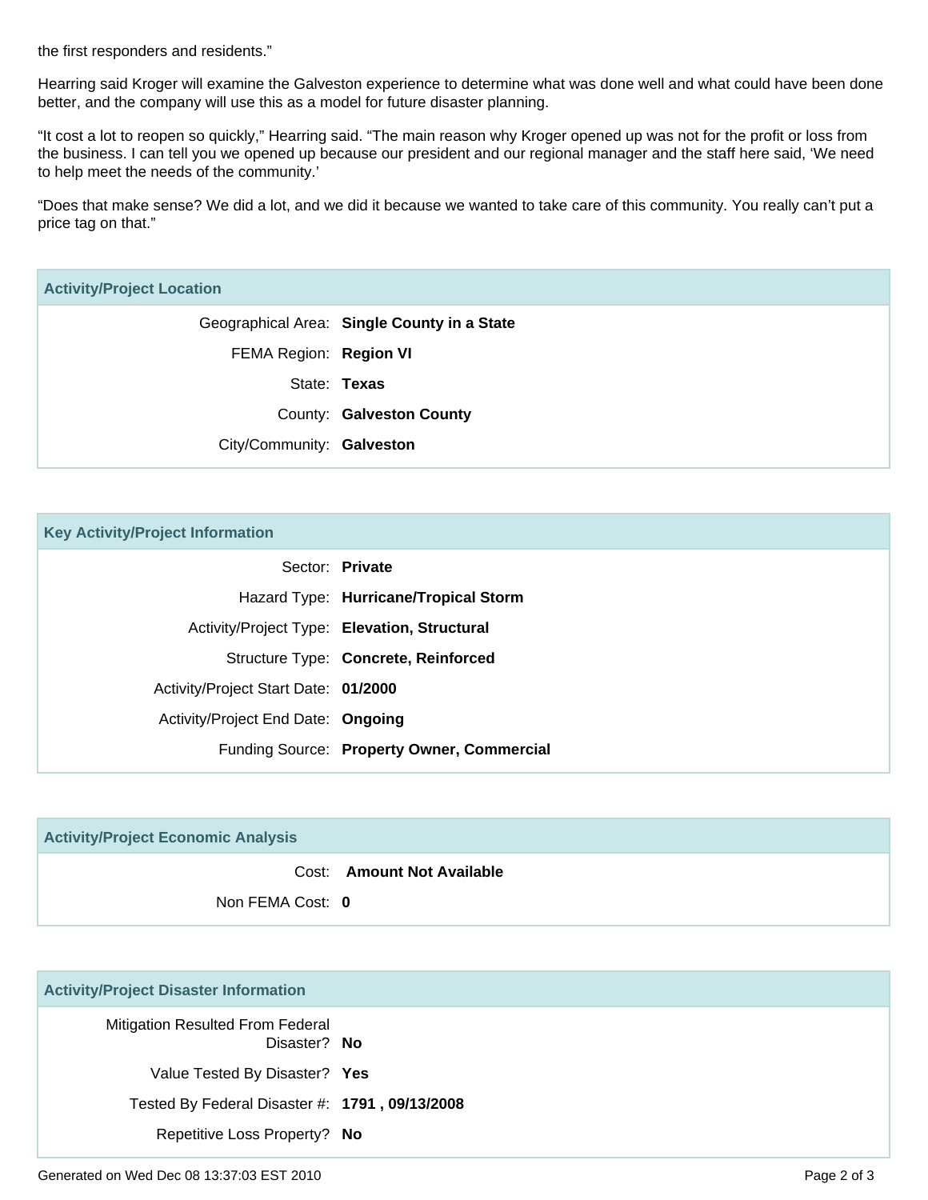the first responders and residents."

Hearring said Kroger will examine the Galveston experience to determine what was done well and what could have been done better, and the company will use this as a model for future disaster planning.

"It cost a lot to reopen so quickly," Hearring said. "The main reason why Kroger opened up was not for the profit or loss from the business. I can tell you we opened up because our president and our regional manager and the staff here said, 'We need to help meet the needs of the community.'

"Does that make sense? We did a lot, and we did it because we wanted to take care of this community. You really can't put a price tag on that."

## Activity/Project Location

| | |
|---|---|
| Geographical Area: | **Single County in a State** |
| FEMA Region: | **Region VI** |
| State: | **Texas** |
| County: | **Galveston County** |
| City/Community: | **Galveston** |

## Key Activity/Project Information

| | |
|---|---|
| Sector: | **Private** |
| Hazard Type: | **Hurricane/Tropical Storm** |
| Activity/Project Type: | **Elevation, Structural** |
| Structure Type: | **Concrete, Reinforced** |
| Activity/Project Start Date: | **01/2000** |
| Activity/Project End Date: | **Ongoing** |
| Funding Source: | **Property Owner, Commercial** |

## Activity/Project Economic Analysis

| | |
|---|---|
| Cost: | **Amount Not Available** |
| Non FEMA Cost: | **0** |

## Activity/Project Disaster Information

| | |
|---|---|
| Mitigation Resulted From Federal Disaster? | **No** |
| Value Tested By Disaster? | **Yes** |
| Tested By Federal Disaster #: | **1791 , 09/13/2008** |
| Repetitive Loss Property? | **No** |

Generated on Wed Dec 08 13:37:03 EST 2010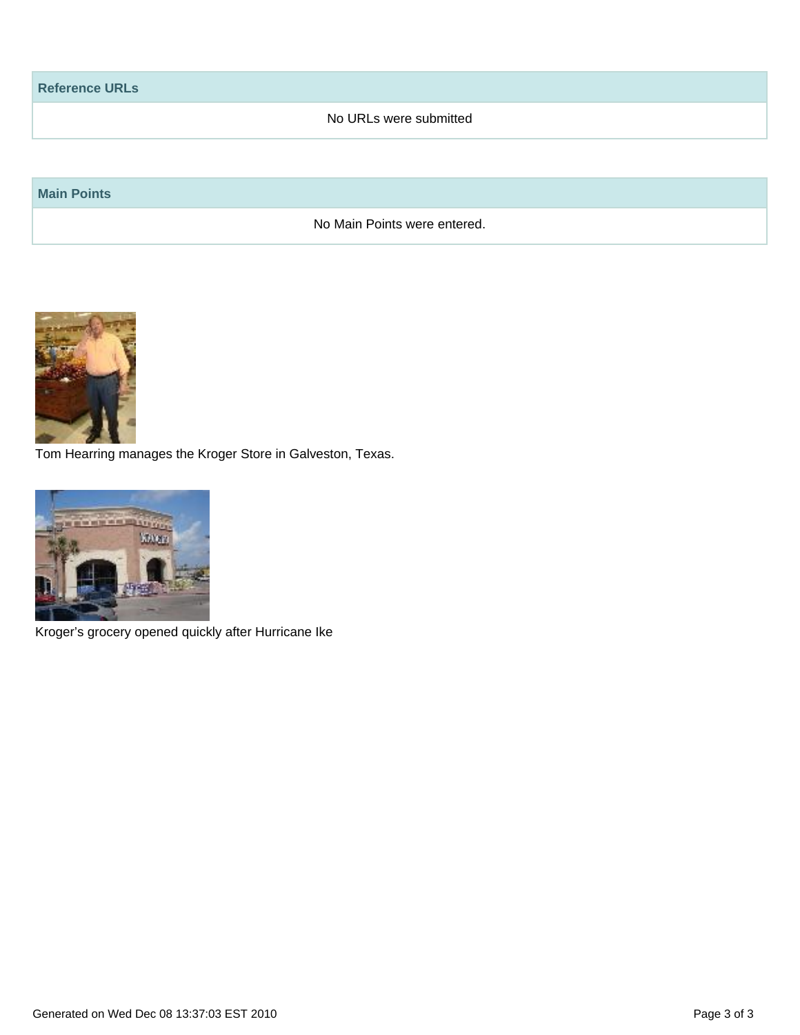## Reference URLs

No URLs were submitted

## Main Points

No Main Points were entered.

Tom Hearring manages the Kroger Store in Galveston, Texas.

Kroger's grocery opened quickly after Hurricane Ike

Generated on Wed Dec 08 13:37:03 EST 2010